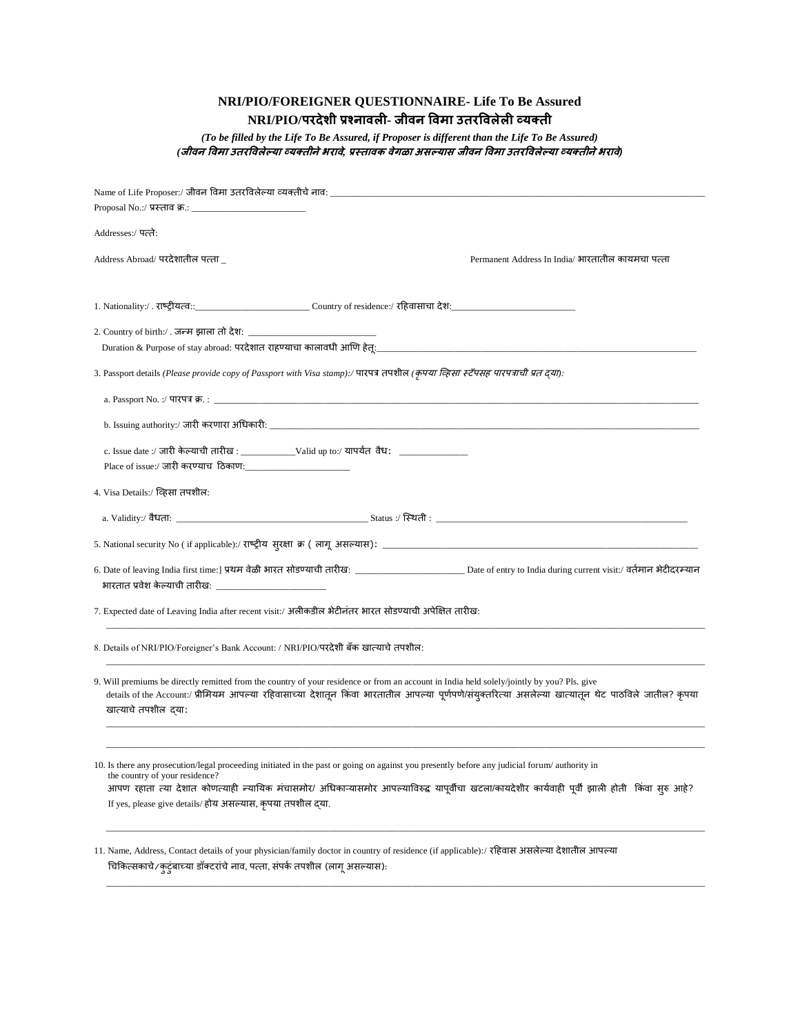# NRI/PIO/FOREIGNER QUESTIONNAIRE- Life To Be Assured
# NRI/PIO/परदेशी प्रश्नावली- जीवन विमा उतरविलेली व्यक्ती

***(To be filled by the Life To Be Assured, if Proposer is different than the Life To Be Assured)***
***(जीवन विमा उतरविलेल्या व्यक्तीने भरावे, प्रस्तावक वेगळा असल्यास जीवन विमा उतरविलेल्या व्यक्तीने भरावे)***

Name of Life Proposer:/ जीवन विमा उतरविलेल्या व्यक्तीचे नाव: ____________________

Proposal No.:/ प्रस्ताव क्र.: ____________________

Addresses:/ पत्ते:

Address Abroad/ परदेशातील पत्ता _ Permanent Address In India/ भारतातील कायमचा पत्ता

1. Nationality:/ . राष्ट्रीयत्व::____________________ Country of residence:/ रहिवासाचा देश:____________________

2. Country of birth:/ . जन्म झाला तो देश: ____________________
   Duration & Purpose of stay abroad: परदेशात राहण्याचा कालावधी आणि हेतू:____________________

3. Passport details *(Please provide copy of Passport with Visa stamp)*:/ पारपत्र तपशील *(कृपया व्हिसा स्टँपसह पारपत्राची प्रत द्या)*:

   a. Passport No. :/ पारपत्र क्र. : ____________________

   b. Issuing authority:/ जारी करणारा अधिकारी: ____________________

   c. Issue date :/ जारी केल्याची तारीख : ____________ Valid up to:/ यापर्यंत वैध: ______________
   Place of issue:/ जारी करण्याच ठिकाण:____________________

4. Visa Details:/ व्हिसा तपशील:

   a. Validity:/ वैधता: ____________________ Status :/ स्थिती : ____________________

5. National security No ( if applicable):/ राष्ट्रीय सुरक्षा क्र ( लागू असल्यास): ____________________

6. Date of leaving India first time:] प्रथम वेळी भारत सोडण्याची तारीख: ____________________ Date of entry to India during current visit:/ वर्तमान भेटीदरम्यान भारतात प्रवेश केल्याची तारीख: ____________________

7. Expected date of Leaving India after recent visit:/ अलीकडील भेटीनंतर भारत सोडण्याची अपेक्षित तारीख:
   ____________________

8. Details of NRI/PIO/Foreigner's Bank Account: / NRI/PIO/परदेशी बँक खात्याचे तपशील:
   ____________________

9. Will premiums be directly remitted from the country of your residence or from an account in India held solely/jointly by you? Pls. give details of the Account:/ प्रीमियम आपल्या रहिवासाच्या देशातून किंवा भारतातील आपल्या पूर्णपणे/संयुक्तरित्या असलेल्या खात्यातून थेट पाठविले जातील? कृपया खात्याचे तपशील द्याः
   ____________________
   ____________________

10. Is there any prosecution/legal proceeding initiated in the past or going on against you presently before any judicial forum/ authority in the country of your residence?
    आपण रहाता त्या देशात कोणत्याही न्यायिक मंचासमोर/ अधिकाऱ्यासमोर आपल्याविरुद्ध यापूर्वीचा खटला/कायदेशीर कार्यवाही पूर्वी झाली होती किंवा सुरु आहे?
    If yes, please give details/ होय असल्यास, कृपया तपशील द्या.
    ____________________

11. Name, Address, Contact details of your physician/family doctor in country of residence (if applicable):/ रहिवास असलेल्या देशातील आपल्या चिकित्सकाचे/कुटुंबाच्या डॉक्टरांचे नाव, पत्ता, संपर्क तपशील (लागू असल्यास):
    ____________________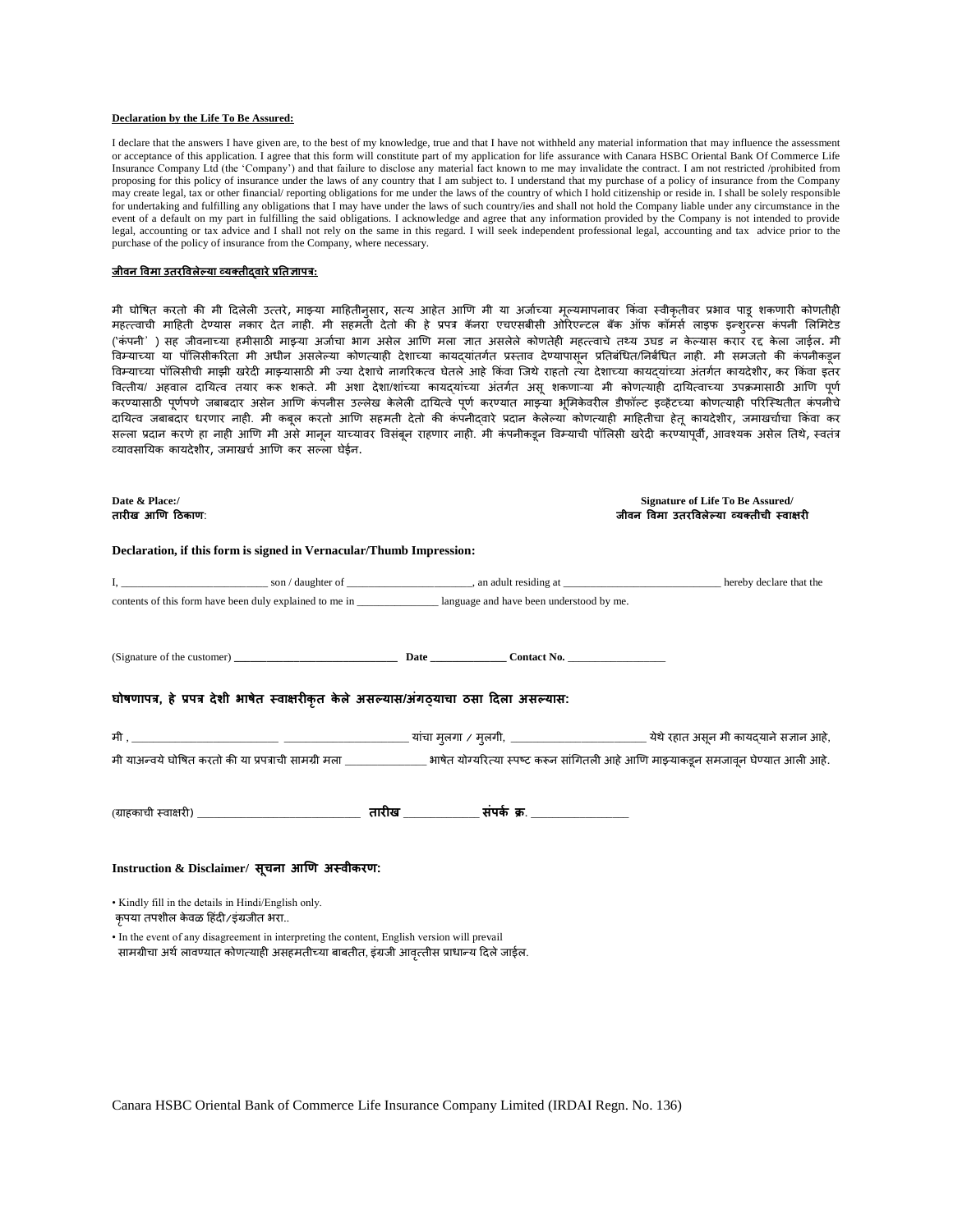**Declaration by the Life To Be Assured:**

I declare that the answers I have given are, to the best of my knowledge, true and that I have not withheld any material information that may influence the assessment or acceptance of this application. I agree that this form will constitute part of my application for life assurance with Canara HSBC Oriental Bank Of Commerce Life Insurance Company Ltd (the 'Company') and that failure to disclose any material fact known to me may invalidate the contract. I am not restricted /prohibited from proposing for this policy of insurance under the laws of any country that I am subject to. I understand that my purchase of a policy of insurance from the Company may create legal, tax or other financial/ reporting obligations for me under the laws of the country of which I hold citizenship or reside in. I shall be solely responsible for undertaking and fulfilling any obligations that I may have under the laws of such country/ies and shall not hold the Company liable under any circumstance in the event of a default on my part in fulfilling the said obligations. I acknowledge and agree that any information provided by the Company is not intended to provide legal, accounting or tax advice and I shall not rely on the same in this regard. I will seek independent professional legal, accounting and tax advice prior to the purchase of the policy of insurance from the Company, where necessary.

**जीवन विमा उतरविलेल्या व्यक्तीद्वारे प्रतिज्ञापत्र:**

मी घोषित करतो की मी दिलेली उत्तरे, माझ्या माहितीनुसार, सत्य आहेत आणि मी या अर्जाच्या मूल्यमापनावर किंवा स्वीकृतीवर प्रभाव पाडू शकणारी कोणतीही महत्त्वाची माहिती देण्यास नकार देत नाही. मी सहमती देतो की हे प्रपत्र कॅनरा एचएसबीसी ओरिएन्टल बँक ऑफ कॉमर्स लाइफ इन्शुरन्स कंपनी लिमिटेड ('कंपनी' ) सह जीवनाच्या हमीसाठी माझ्या अर्जाचा भाग असेल आणि मला ज्ञात असलेले कोणतेही महत्त्वाचे तथ्य उघड न केल्यास करार रद्द केला जाईल. मी विम्याच्या या पॉलिसीकरिता मी अधीन असलेल्या कोणत्याही देशाच्या कायद्यांतर्गत प्रस्ताव देण्यापासून प्रतिबंधित/निर्बंधित नाही. मी समजतो की कंपनीकडून विम्याच्या पॉलिसीची माझी खरेदी माझ्यासाठी मी ज्या देशाचे नागरिकत्व घेतले आहे किंवा जिथे राहतो त्या देशाच्या कायद्यांच्या अंतर्गत कायदेशीर, कर किंवा इतर वित्तीय/ अहवाल दायित्व तयार करू शकते. मी अशा देशा/शांच्या कायद्यांच्या अंतर्गत असू शकणाऱ्या मी कोणत्याही दायित्वाच्या उपक्रमासाठी आणि पूर्ण करण्यासाठी पूर्णपणे जबाबदार असेन आणि कंपनीस उल्लेख केलेली दायित्वे पूर्ण करण्यात माझ्या भूमिकेवरील डीफॉल्ट इव्हेंटच्या कोणत्याही परिस्थितीत कंपनीचे दायित्व जबाबदार धरणार नाही. मी कबूल करतो आणि सहमती देतो की कंपनीद्वारे प्रदान केलेल्या कोणत्याही माहितीचा हेतू कायदेशीर, जमाखर्चाचा किंवा कर सल्ला प्रदान करणे हा नाही आणि मी असे मानून याच्यावर विसंबून राहणार नाही. मी कंपनीकडून विम्याची पॉलिसी खरेदी करण्यापूर्वी, आवश्यक असेल तिथे, स्वतंत्र व्यावसायिक कायदेशीर, जमाखर्च आणि कर सल्ला घेईन.

**Date & Place:/**
**तारीख आणि ठिकाण**:

**Signature of Life To Be Assured/**
**जीवन विमा उतरविलेल्या व्यक्तीची स्वाक्षरी**

**Declaration, if this form is signed in Vernacular/Thumb Impression:**

I, ___________________________ son / daughter of _______________________, an adult residing at _____________________________ hereby declare that the contents of this form have been duly explained to me in _______________ language and have been understood by me.

(Signature of the customer) ______________________________ **Date** ______________ **Contact No.** __________________

**घोषणापत्र, हे प्रपत्र देशी भाषेत स्वाक्षरीकृत केले असल्यास/अंगठ्याचा ठसा दिला असल्यास:**

मी , __________________________ ______________________ यांचा मुलगा / मुलगी, ________________________ येथे रहात असून मी कायद्याने सज्ञान आहे, मी याअन्वये घोषित करतो की या प्रपत्राची सामग्री मला ______________ भाषेत योग्यरित्या स्पष्ट करून सांगितली आहे आणि माझ्याकडून समजावून घेण्यात आली आहे.

(ग्राहकाची स्वाक्षरी) ____________________________ **तारीख** _____________ **संपर्क क्र**. _________________

**Instruction & Disclaimer/ सूचना आणि अस्वीकरण:**

- Kindly fill in the details in Hindi/English only.
  कृपया तपशील केवळ हिंदी/इंग्रजीत भरा..
- In the event of any disagreement in interpreting the content, English version will prevail
  सामग्रीचा अर्थ लावण्यात कोणत्याही असहमतीच्या बाबतीत, इंग्रजी आवृत्तीस प्राधान्य दिले जाईल.

Canara HSBC Oriental Bank of Commerce Life Insurance Company Limited (IRDAI Regn. No. 136)